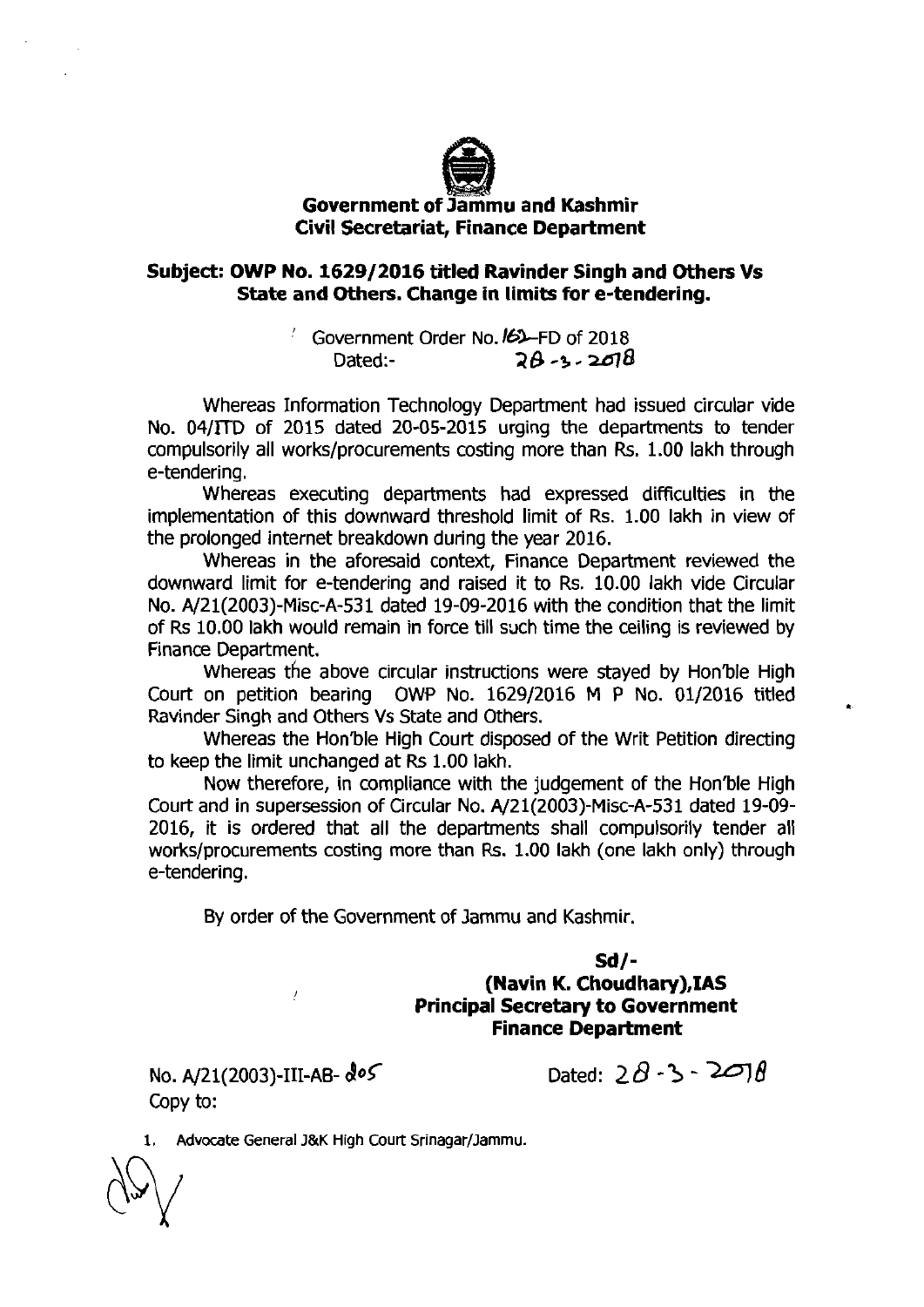**Government of Jammu and Kashmir**
**Civil Secretariat, Finance Department**

**Subject: OWP No. 1629/2016 titled Ravinder Singh and Others Vs State and Others. Change in limits for e-tendering.**

Government Order No. 162-FD of 2018
Dated:- 28-3-2018

Whereas Information Technology Department had issued circular vide No. 04/ITD of 2015 dated 20-05-2015 urging the departments to tender compulsorily all works/procurements costing more than Rs. 1.00 lakh through e-tendering.

Whereas executing departments had expressed difficulties in the implementation of this downward threshold limit of Rs. 1.00 lakh in view of the prolonged internet breakdown during the year 2016.

Whereas in the aforesaid context, Finance Department reviewed the downward limit for e-tendering and raised it to Rs. 10.00 lakh vide Circular No. A/21(2003)-Misc-A-531 dated 19-09-2016 with the condition that the limit of Rs 10.00 lakh would remain in force till such time the ceiling is reviewed by Finance Department.

Whereas the above circular instructions were stayed by Hon'ble High Court on petition bearing OWP No. 1629/2016 M P No. 01/2016 titled Ravinder Singh and Others Vs State and Others.

Whereas the Hon'ble High Court disposed of the Writ Petition directing to keep the limit unchanged at Rs 1.00 lakh.

Now therefore, in compliance with the judgement of the Hon'ble High Court and in supersession of Circular No. A/21(2003)-Misc-A-531 dated 19-09-2016, it is ordered that all the departments shall compulsorily tender all works/procurements costing more than Rs. 1.00 lakh (one lakh only) through e-tendering.

By order of the Government of Jammu and Kashmir.

**Sd/-**
**(Navin K. Choudhary),IAS**
**Principal Secretary to Government**
**Finance Department**

No. A/21(2003)-III-AB-205 Dated: 28-3-2018

Copy to:

1. Advocate General J&K High Court Srinagar/Jammu.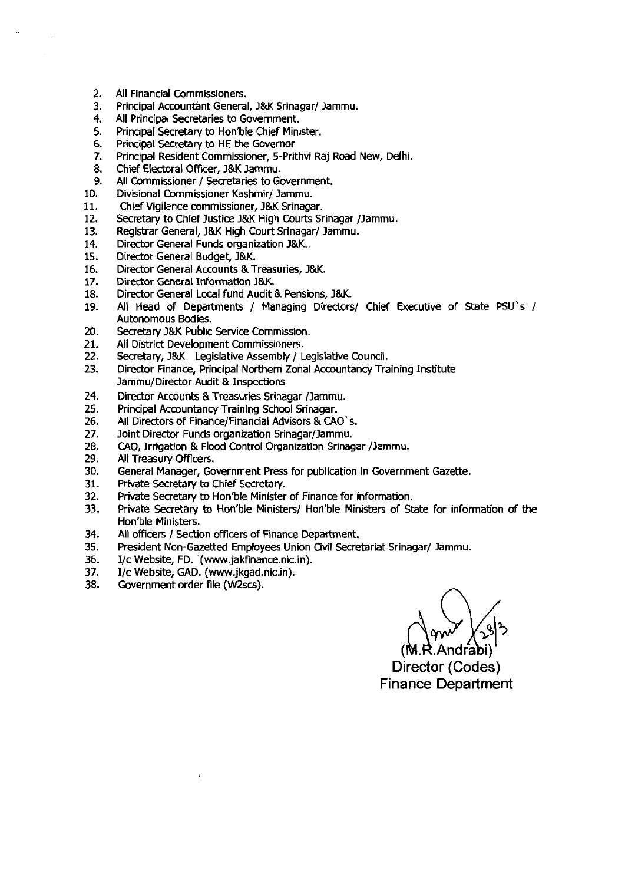2. All Financial Commissioners.
3. Principal Accountant General, J&K Srinagar/ Jammu.
4. All Principal Secretaries to Government.
5. Principal Secretary to Hon'ble Chief Minister.
6. Principal Secretary to HE the Governor
7. Principal Resident Commissioner, 5-Prithvi Raj Road New, Delhi.
8. Chief Electoral Officer, J&K Jammu.
9. All Commissioner / Secretaries to Government.
10. Divisional Commissioner Kashmir/ Jammu.
11. Chief Vigilance commissioner, J&K Srinagar.
12. Secretary to Chief Justice J&K High Courts Srinagar /Jammu.
13. Registrar General, J&K High Court Srinagar/ Jammu.
14. Director General Funds organization J&K..
15. Director General Budget, J&K.
16. Director General Accounts & Treasuries, J&K.
17. Director General Information J&K.
18. Director General Local fund Audit & Pensions, J&K.
19. All Head of Departments / Managing Directors/ Chief Executive of State PSU's / Autonomous Bodies.
20. Secretary J&K Public Service Commission.
21. All District Development Commissioners.
22. Secretary, J&K Legislative Assembly / Legislative Council.
23. Director Finance, Principal Northern Zonal Accountancy Training Institute Jammu/Director Audit & Inspections
24. Director Accounts & Treasuries Srinagar /Jammu.
25. Principal Accountancy Training School Srinagar.
26. All Directors of Finance/Financial Advisors & CAO's.
27. Joint Director Funds organization Srinagar/Jammu.
28. CAO, Irrigation & Flood Control Organization Srinagar /Jammu.
29. All Treasury Officers.
30. General Manager, Government Press for publication in Government Gazette.
31. Private Secretary to Chief Secretary.
32. Private Secretary to Hon'ble Minister of Finance for information.
33. Private Secretary to Hon'ble Ministers/ Hon'ble Ministers of State for information of the Hon'ble Ministers.
34. All officers / Section officers of Finance Department.
35. President Non-Gazetted Employees Union Civil Secretariat Srinagar/ Jammu.
36. I/c Website, FD. (www.jakfinance.nic.in).
37. I/c Website, GAD. (www.jkgad.nic.in).
38. Government order file (W2scs).

28/3

(M.R.Andrabi)
Director (Codes)
Finance Department